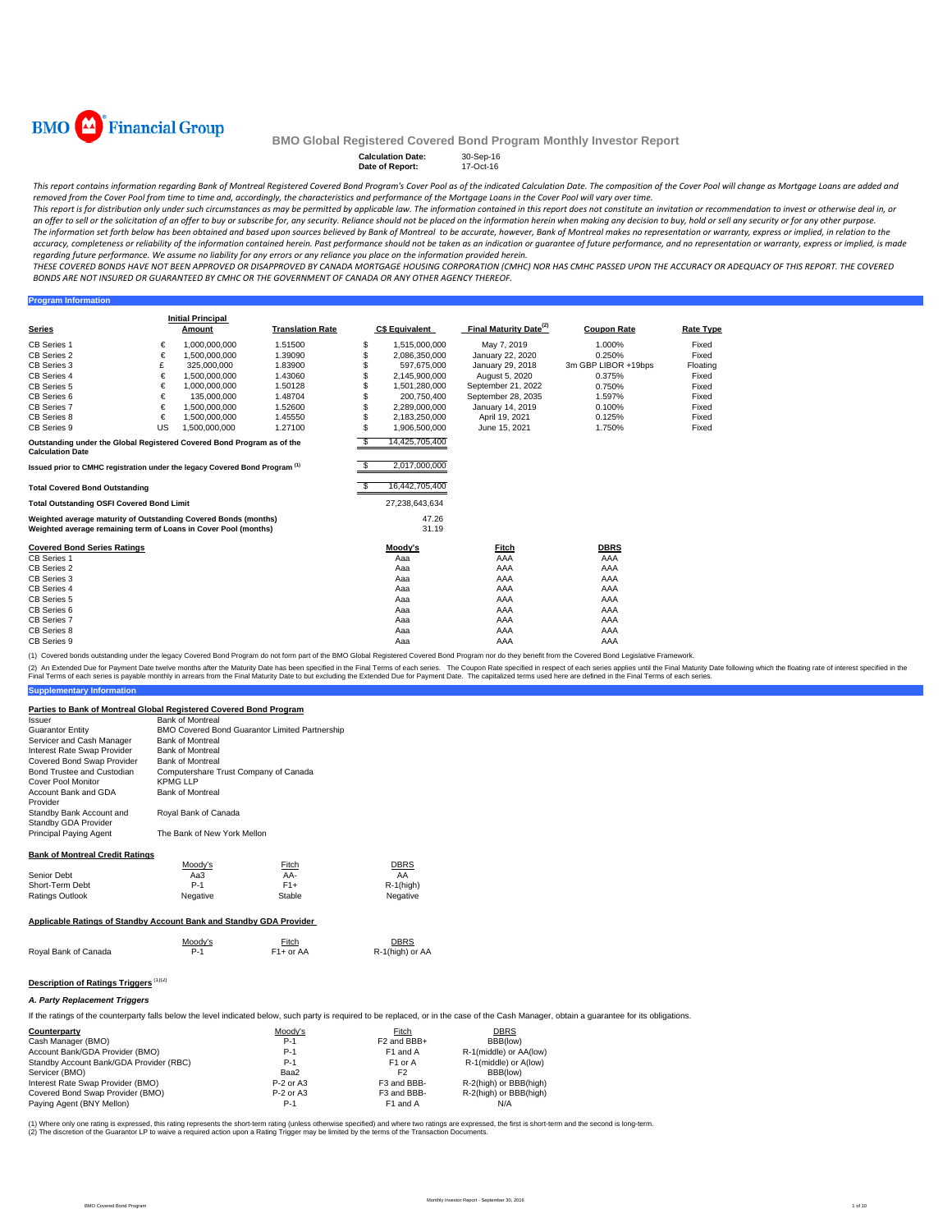BMO Financial Group

# BMO Global Registered Covered Bond Program Monthly Investor Report

**Calculation Date:** 30-Sep-16
**Date of Report:** 17-Oct-16

*This report contains information regarding Bank of Montreal Registered Covered Bond Program's Cover Pool as of the indicated Calculation Date. The composition of the Cover Pool will change as Mortgage Loans are added and removed from the Cover Pool from time to time and, accordingly, the characteristics and performance of the Mortgage Loans in the Cover Pool will vary over time.*

*This report is for distribution only under such circumstances as may be permitted by applicable law. The information contained in this report does not constitute an invitation or recommendation to invest or otherwise deal in, or an offer to sell or the solicitation of an offer to buy or subscribe for, any security. Reliance should not be placed on the information herein when making any decision to buy, hold or sell any security or for any other purpose.*

*The information set forth below has been obtained and based upon sources believed by Bank of Montreal to be accurate, however, Bank of Montreal makes no representation or warranty, express or implied, in relation to the accuracy, completeness or reliability of the information contained herein. Past performance should not be taken as an indication or guarantee of future performance, and no representation or warranty, express or implied, is made regarding future performance. We assume no liability for any errors or any reliance you place on the information provided herein.*

*THESE COVERED BONDS HAVE NOT BEEN APPROVED OR DISAPPROVED BY CANADA MORTGAGE HOUSING CORPORATION (CMHC) NOR HAS CMHC PASSED UPON THE ACCURACY OR ADEQUACY OF THIS REPORT. THE COVERED BONDS ARE NOT INSURED OR GUARANTEED BY CMHC OR THE GOVERNMENT OF CANADA OR ANY OTHER AGENCY THEREOF.*

## Program Information

| Series | | Initial Principal Amount | Translation Rate | | C$ Equivalent | Final Maturity Date[2] | Coupon Rate | Rate Type |
|---|---|---|---|---|---|---|---|---|
| CB Series 1 | € | 1,000,000,000 | 1.51500 | $ | 1,515,000,000 | May 7, 2019 | 1.000% | Fixed |
| CB Series 2 | € | 1,500,000,000 | 1.39090 | $ | 2,086,350,000 | January 22, 2020 | 0.250% | Fixed |
| CB Series 3 | £ | 325,000,000 | 1.83900 | $ | 597,675,000 | January 29, 2018 | 3m GBP LIBOR +19bps | Floating |
| CB Series 4 | € | 1,500,000,000 | 1.43060 | $ | 2,145,900,000 | August 5, 2020 | 0.375% | Fixed |
| CB Series 5 | € | 1,000,000,000 | 1.50128 | $ | 1,501,280,000 | September 21, 2022 | 0.750% | Fixed |
| CB Series 6 | € | 135,000,000 | 1.48704 | $ | 200,750,400 | September 28, 2035 | 1.597% | Fixed |
| CB Series 7 | € | 1,500,000,000 | 1.52600 | $ | 2,289,000,000 | January 14, 2019 | 0.100% | Fixed |
| CB Series 8 | € | 1,500,000,000 | 1.45550 | $ | 2,183,250,000 | April 19, 2021 | 0.125% | Fixed |
| CB Series 9 | US | 1,500,000,000 | 1.27100 | $ | 1,906,500,000 | June 15, 2021 | 1.750% | Fixed |

| | | |
|---|---|---|
| **Outstanding under the Global Registered Covered Bond Program as of the Calculation Date** | $ | 14,425,705,400 |
| **Issued prior to CMHC registration under the legacy Covered Bond Program [1]** | $ | 2,017,000,000 |
| **Total Covered Bond Outstanding** | $ | 16,442,705,400 |
| **Total Outstanding OSFI Covered Bond Limit** | | 27,238,643,634 |
| **Weighted average maturity of Outstanding Covered Bonds (months)** | | 47.26 |
| **Weighted average remaining term of Loans in Cover Pool (months)** | | 31.19 |

| Covered Bond Series Ratings | Moody's | Fitch | DBRS |
|---|---|---|---|
| CB Series 1 | Aaa | AAA | AAA |
| CB Series 2 | Aaa | AAA | AAA |
| CB Series 3 | Aaa | AAA | AAA |
| CB Series 4 | Aaa | AAA | AAA |
| CB Series 5 | Aaa | AAA | AAA |
| CB Series 6 | Aaa | AAA | AAA |
| CB Series 7 | Aaa | AAA | AAA |
| CB Series 8 | Aaa | AAA | AAA |
| CB Series 9 | Aaa | AAA | AAA |

(1) Covered bonds outstanding under the legacy Covered Bond Program do not form part of the BMO Global Registered Covered Bond Program nor do they benefit from the Covered Bond Legislative Framework.

(2) An Extended Due for Payment Date twelve months after the Maturity Date has been specified in the Final Terms of each series. The Coupon Rate specified in respect of each series applies until the Final Maturity Date following which the floating rate of interest specified in the Final Terms of each series is payable monthly in arrears from the Final Maturity Date to but excluding the Extended Due for Payment Date. The capitalized terms used here are defined in the Final Terms of each series.

## Supplementary Information

### Parties to Bank of Montreal Global Registered Covered Bond Program

| | |
|---|---|
| Issuer | Bank of Montreal |
| Guarantor Entity | BMO Covered Bond Guarantor Limited Partnership |
| Servicer and Cash Manager | Bank of Montreal |
| Interest Rate Swap Provider | Bank of Montreal |
| Covered Bond Swap Provider | Bank of Montreal |
| Bond Trustee and Custodian | Computershare Trust Company of Canada |
| Cover Pool Monitor | KPMG LLP |
| Account Bank and GDA Provider | Bank of Montreal |
| Standby Bank Account and Standby GDA Provider | Royal Bank of Canada |
| Principal Paying Agent | The Bank of New York Mellon |

### Bank of Montreal Credit Ratings

| | Moody's | Fitch | DBRS |
|---|---|---|---|
| Senior Debt | Aa3 | AA- | AA |
| Short-Term Debt | P-1 | F1+ | R-1(high) |
| Ratings Outlook | Negative | Stable | Negative |

### Applicable Ratings of Standby Account Bank and Standby GDA Provider

| | Moody's | Fitch | DBRS |
|---|---|---|---|
| Royal Bank of Canada | P-1 | F1+ or AA | R-1(high) or AA |

### Description of Ratings Triggers [1][2]

***A. Party Replacement Triggers***

If the ratings of the counterparty falls below the level indicated below, such party is required to be replaced, or in the case of the Cash Manager, obtain a guarantee for its obligations.

| Counterparty | Moody's | Fitch | DBRS |
|---|---|---|---|
| Cash Manager (BMO) | P-1 | F2 and BBB+ | BBB(low) |
| Account Bank/GDA Provider (BMO) | P-1 | F1 and A | R-1(middle) or AA(low) |
| Standby Account Bank/GDA Provider (RBC) | P-1 | F1 or A | R-1(middle) or A(low) |
| Servicer (BMO) | Baa2 | F2 | BBB(low) |
| Interest Rate Swap Provider (BMO) | P-2 or A3 | F3 and BBB- | R-2(high) or BBB(high) |
| Covered Bond Swap Provider (BMO) | P-2 or A3 | F3 and BBB- | R-2(high) or BBB(high) |
| Paying Agent (BNY Mellon) | P-1 | F1 and A | N/A |

(1) Where only one rating is expressed, this rating represents the short-term rating (unless otherwise specified) and where two ratings are expressed, the first is short-term and the second is long-term.
(2) The discretion of the Guarantor LP to waive a required action upon a Rating Trigger may be limited by the terms of the Transaction Documents.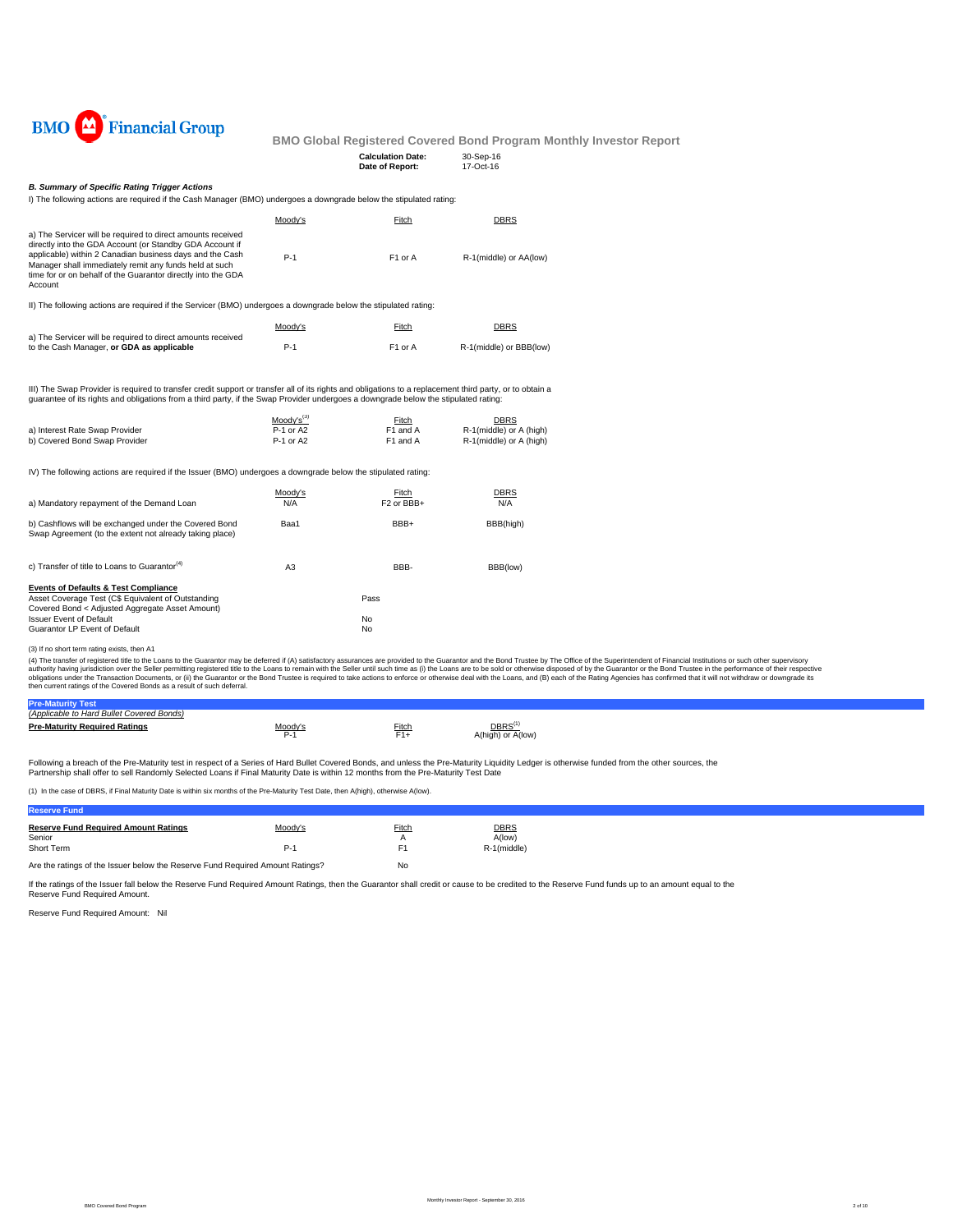# BMO Global Registered Covered Bond Program Monthly Investor Report

**Calculation Date:** 30-Sep-16
**Date of Report:** 17-Oct-16

### *B. Summary of Specific Rating Trigger Actions*

I) The following actions are required if the Cash Manager (BMO) undergoes a downgrade below the stipulated rating:

| | Moody's | Fitch | DBRS |
|---|---|---|---|
| a) The Servicer will be required to direct amounts received directly into the GDA Account (or Standby GDA Account if applicable) within 2 Canadian business days and the Cash Manager shall immediately remit any funds held at such time for or on behalf of the Guarantor directly into the GDA Account | P-1 | F1 or A | R-1(middle) or AA(low) |

II) The following actions are required if the Servicer (BMO) undergoes a downgrade below the stipulated rating:

| | Moody's | Fitch | DBRS |
|---|---|---|---|
| a) The Servicer will be required to direct amounts received to the Cash Manager, **or GDA as applicable** | P-1 | F1 or A | R-1(middle) or BBB(low) |

III) The Swap Provider is required to transfer credit support or transfer all of its rights and obligations to a replacement third party, or to obtain a guarantee of its rights and obligations from a third party, if the Swap Provider undergoes a downgrade below the stipulated rating:

| | Moody's[3] | Fitch | DBRS |
|---|---|---|---|
| a) Interest Rate Swap Provider | P-1 or A2 | F1 and A | R-1(middle) or A (high) |
| b) Covered Bond Swap Provider | P-1 or A2 | F1 and A | R-1(middle) or A (high) |

IV) The following actions are required if the Issuer (BMO) undergoes a downgrade below the stipulated rating:

| | Moody's | Fitch | DBRS |
|---|---|---|---|
| a) Mandatory repayment of the Demand Loan | N/A | F2 or BBB+ | N/A |
| b) Cashflows will be exchanged under the Covered Bond Swap Agreement (to the extent not already taking place) | Baa1 | BBB+ | BBB(high) |
| c) Transfer of title to Loans to Guarantor[4] | A3 | BBB- | BBB(low) |

**Events of Defaults & Test Compliance**

| | |
|---|---|
| Asset Coverage Test (C$ Equivalent of Outstanding Covered Bond < Adjusted Aggregate Asset Amount) | Pass |
| Issuer Event of Default | No |
| Guarantor LP Event of Default | No |

(3) If no short term rating exists, then A1

(4) The transfer of registered title to the Loans to the Guarantor may be deferred if (A) satisfactory assurances are provided to the Guarantor and the Bond Trustee by The Office of the Superintendent of Financial Institutions or such other supervisory authority having jurisdiction over the Seller permitting registered title to the Loans to remain with the Seller until such time as (i) the Loans are to be sold or otherwise disposed of by the Guarantor or the Bond Trustee in the performance of their respective obligations under the Transaction Documents, or (ii) the Guarantor or the Bond Trustee is required to take actions to enforce or otherwise deal with the Loans, and (B) each of the Rating Agencies has confirmed that it will not withdraw or downgrade its then current ratings of the Covered Bonds as a result of such deferral.

## Pre-Maturity Test

*(Applicable to Hard Bullet Covered Bonds)*

| **Pre-Maturity Required Ratings** | Moody's | Fitch | DBRS[1] |
|---|---|---|---|
| | P-1 | F1+ | A(high) or A(low) |

Following a breach of the Pre-Maturity test in respect of a Series of Hard Bullet Covered Bonds, and unless the Pre-Maturity Liquidity Ledger is otherwise funded from the other sources, the Partnership shall offer to sell Randomly Selected Loans if Final Maturity Date is within 12 months from the Pre-Maturity Test Date

(1) In the case of DBRS, if Final Maturity Date is within six months of the Pre-Maturity Test Date, then A(high), otherwise A(low).

## Reserve Fund

| **Reserve Fund Required Amount Ratings** | Moody's | Fitch | DBRS |
|---|---|---|---|
| Senior | | A | A(low) |
| Short Term | P-1 | F1 | R-1(middle) |

Are the ratings of the Issuer below the Reserve Fund Required Amount Ratings? No

If the ratings of the Issuer fall below the Reserve Fund Required Amount Ratings, then the Guarantor shall credit or cause to be credited to the Reserve Fund funds up to an amount equal to the Reserve Fund Required Amount.

Reserve Fund Required Amount: Nil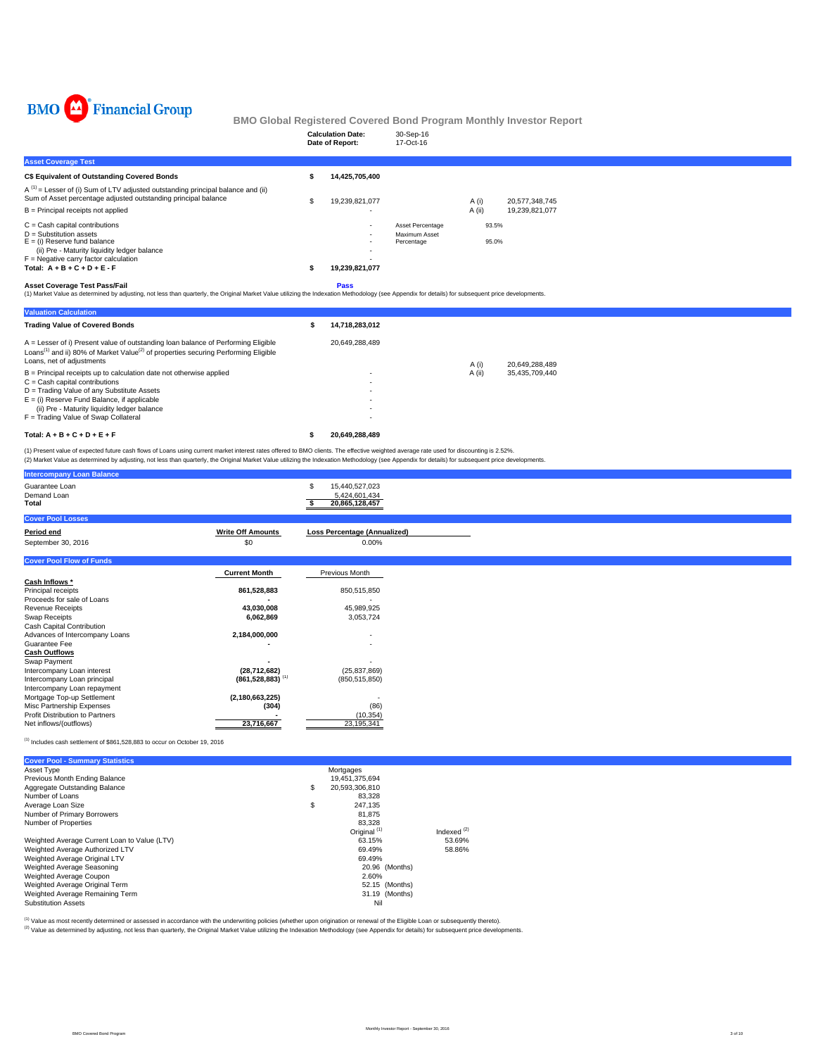BMO Financial Group

# BMO Global Registered Covered Bond Program Monthly Investor Report

**Calculation Date:** 30-Sep-16
**Date of Report:** 17-Oct-16

## Asset Coverage Test

| | | | | |
|---|---|---|---|---|
| **C$ Equivalent of Outstanding Covered Bonds** | **$ 14,425,705,400** | | | |
| A [1] = Lesser of (i) Sum of LTV adjusted outstanding principal balance and (ii) Sum of Asset percentage adjusted outstanding principal balance | $ 19,239,821,077 | | A (i) | 20,577,348,745 |
| B = Principal receipts not applied | - | | A (ii) | 19,239,821,077 |
| C = Cash capital contributions | - | Asset Percentage | 93.5% | |
| D = Substitution assets | - | Maximum Asset Percentage | 95.0% | |
| E = (i) Reserve fund balance | - | | | |
| (ii) Pre - Maturity liquidity ledger balance | - | | | |
| F = Negative carry factor calculation | - | | | |
| **Total: A + B + C + D + E - F** | **$ 19,239,821,077** | | | |

**Asset Coverage Test Pass/Fail** **Pass**

(1) Market Value as determined by adjusting, not less than quarterly, the Original Market Value utilizing the Indexation Methodology (see Appendix for details) for subsequent price developments.

## Valuation Calculation

| | | | |
|---|---|---|---|
| **Trading Value of Covered Bonds** | **$ 14,718,283,012** | | |
| A = Lesser of i) Present value of outstanding loan balance of Performing Eligible Loans[1] and ii) 80% of Market Value[2] of properties securing Performing Eligible Loans, net of adjustments | 20,649,288,489 | A (i) | 20,649,288,489 |
| B = Principal receipts up to calculation date not otherwise applied | - | A (ii) | 35,435,709,440 |
| C = Cash capital contributions | - | | |
| D = Trading Value of any Substitute Assets | - | | |
| E = (i) Reserve Fund Balance, if applicable | - | | |
| (ii) Pre - Maturity liquidity ledger balance | - | | |
| F = Trading Value of Swap Collateral | - | | |
| **Total: A + B + C + D + E + F** | **$ 20,649,288,489** | | |

(1) Present value of expected future cash flows of Loans using current market interest rates offered to BMO clients. The effective weighted average rate used for discounting is 2.52%.
(2) Market Value as determined by adjusting, not less than quarterly, the Original Market Value utilizing the Indexation Methodology (see Appendix for details) for subsequent price developments.

## Intercompany Loan Balance

| | |
|---|---|
| Guarantee Loan | $ 15,440,527,023 |
| Demand Loan | 5,424,601,434 |
| **Total** | **$ 20,865,128,457** |

## Cover Pool Losses

| Period end | Write Off Amounts | Loss Percentage (Annualized) |
|---|---|---|
| September 30, 2016 | $0 | 0.00% |

## Cover Pool Flow of Funds

| | Current Month | Previous Month |
|---|---|---|
| **Cash Inflows \*** | | |
| Principal receipts | **861,528,883** | 850,515,850 |
| Proceeds for sale of Loans | **-** | - |
| Revenue Receipts | **43,030,008** | 45,989,925 |
| Swap Receipts | **6,062,869** | 3,053,724 |
| Cash Capital Contribution | | |
| Advances of Intercompany Loans | **2,184,000,000** | - |
| Guarantee Fee | **-** | - |
| **Cash Outflows** | | |
| Swap Payment | **-** | - |
| Intercompany Loan interest | **(28,712,682)** | (25,837,869) |
| Intercompany Loan principal | **(861,528,883)** [1] | (850,515,850) |
| Intercompany Loan repayment | | |
| Mortgage Top-up Settlement | **(2,180,663,225)** | - |
| Misc Partnership Expenses | **(304)** | (86) |
| Profit Distribution to Partners | **-** | (10,354) |
| Net inflows/(outflows) | **23,716,667** | 23,195,341 |

[1] Includes cash settlement of $861,528,883 to occur on October 19, 2016

## Cover Pool - Summary Statistics

| | | |
|---|---|---|
| Asset Type | Mortgages | |
| Previous Month Ending Balance | 19,451,375,694 | |
| Aggregate Outstanding Balance | $ 20,593,306,810 | |
| Number of Loans | 83,328 | |
| Average Loan Size | $ 247,135 | |
| Number of Primary Borrowers | 81,875 | |
| Number of Properties | 83,328 | |
| | Original [1] | Indexed [2] |
| Weighted Average Current Loan to Value (LTV) | 63.15% | 53.69% |
| Weighted Average Authorized LTV | 69.49% | 58.86% |
| Weighted Average Original LTV | 69.49% | |
| Weighted Average Seasoning | 20.96 (Months) | |
| Weighted Average Coupon | 2.60% | |
| Weighted Average Original Term | 52.15 (Months) | |
| Weighted Average Remaining Term | 31.19 (Months) | |
| Substitution Assets | Nil | |

[1] Value as most recently determined or assessed in accordance with the underwriting policies (whether upon origination or renewal of the Eligible Loan or subsequently thereto).
[2] Value as determined by adjusting, not less than quarterly, the Original Market Value utilizing the Indexation Methodology (see Appendix for details) for subsequent price developments.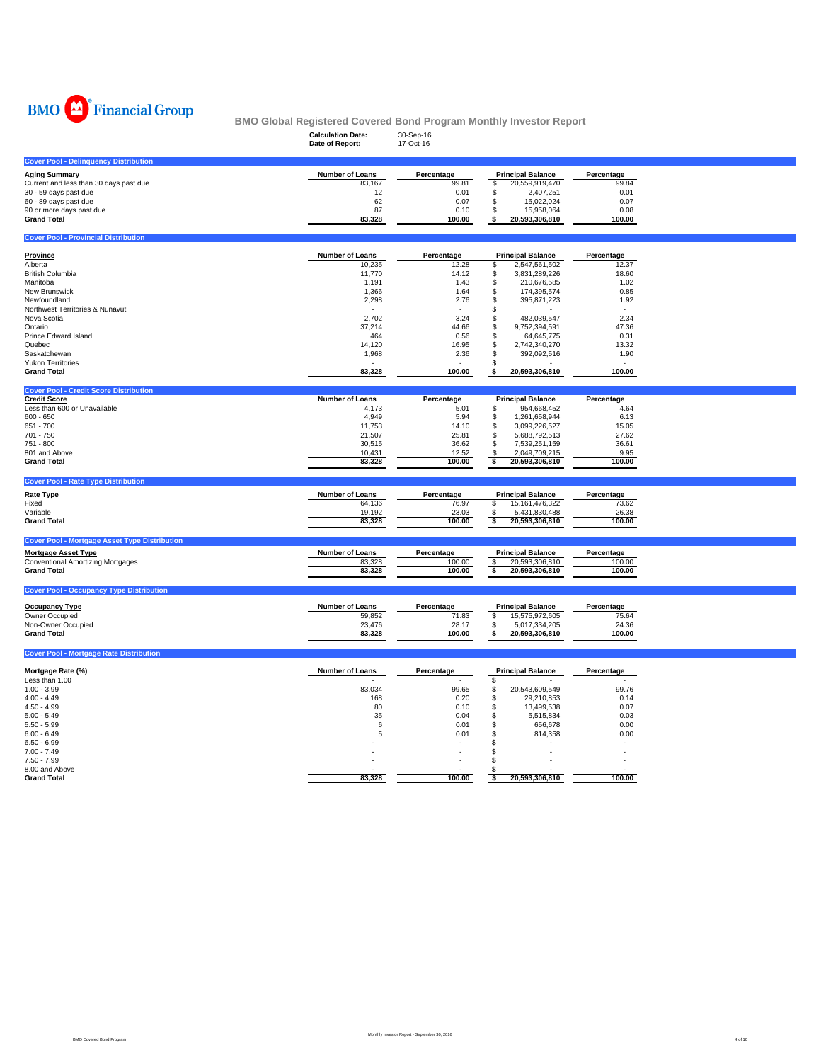BMO Financial Group

## BMO Global Registered Covered Bond Program Monthly Investor Report

**Calculation Date:** 30-Sep-16
**Date of Report:** 17-Oct-16

### Cover Pool - Delinquency Distribution

| Aging Summary | Number of Loans | Percentage | Principal Balance | Percentage |
|---|---|---|---|---|
| Current and less than 30 days past due | 83,167 | 99.81 | $ 20,559,919,470 | 99.84 |
| 30 - 59 days past due | 12 | 0.01 | $ 2,407,251 | 0.01 |
| 60 - 89 days past due | 62 | 0.07 | $ 15,022,024 | 0.07 |
| 90 or more days past due | 87 | 0.10 | $ 15,958,064 | 0.08 |
| **Grand Total** | **83,328** | **100.00** | **$ 20,593,306,810** | **100.00** |

### Cover Pool - Provincial Distribution

| Province | Number of Loans | Percentage | Principal Balance | Percentage |
|---|---|---|---|---|
| Alberta | 10,235 | 12.28 | $ 2,547,561,502 | 12.37 |
| British Columbia | 11,770 | 14.12 | $ 3,831,289,226 | 18.60 |
| Manitoba | 1,191 | 1.43 | $ 210,676,585 | 1.02 |
| New Brunswick | 1,366 | 1.64 | $ 174,395,574 | 0.85 |
| Newfoundland | 2,298 | 2.76 | $ 395,871,223 | 1.92 |
| Northwest Territories & Nunavut | - | - | $ - | - |
| Nova Scotia | 2,702 | 3.24 | $ 482,039,547 | 2.34 |
| Ontario | 37,214 | 44.66 | $ 9,752,394,591 | 47.36 |
| Prince Edward Island | 464 | 0.56 | $ 64,645,775 | 0.31 |
| Quebec | 14,120 | 16.95 | $ 2,742,340,270 | 13.32 |
| Saskatchewan | 1,968 | 2.36 | $ 392,092,516 | 1.90 |
| Yukon Territories | - | - | $ - | - |
| **Grand Total** | **83,328** | **100.00** | **$ 20,593,306,810** | **100.00** |

### Cover Pool - Credit Score Distribution

| Credit Score | Number of Loans | Percentage | Principal Balance | Percentage |
|---|---|---|---|---|
| Less than 600 or Unavailable | 4,173 | 5.01 | $ 954,668,452 | 4.64 |
| 600 - 650 | 4,949 | 5.94 | $ 1,261,658,944 | 6.13 |
| 651 - 700 | 11,753 | 14.10 | $ 3,099,226,527 | 15.05 |
| 701 - 750 | 21,507 | 25.81 | $ 5,688,792,513 | 27.62 |
| 751 - 800 | 30,515 | 36.62 | $ 7,539,251,159 | 36.61 |
| 801 and Above | 10,431 | 12.52 | $ 2,049,709,215 | 9.95 |
| **Grand Total** | **83,328** | **100.00** | **$ 20,593,306,810** | **100.00** |

### Cover Pool - Rate Type Distribution

| Rate Type | Number of Loans | Percentage | Principal Balance | Percentage |
|---|---|---|---|---|
| Fixed | 64,136 | 76.97 | $ 15,161,476,322 | 73.62 |
| Variable | 19,192 | 23.03 | $ 5,431,830,488 | 26.38 |
| **Grand Total** | **83,328** | **100.00** | **$ 20,593,306,810** | **100.00** |

### Cover Pool - Mortgage Asset Type Distribution

| Mortgage Asset Type | Number of Loans | Percentage | Principal Balance | Percentage |
|---|---|---|---|---|
| Conventional Amortizing Mortgages | 83,328 | 100.00 | $ 20,593,306,810 | 100.00 |
| **Grand Total** | **83,328** | **100.00** | **$ 20,593,306,810** | **100.00** |

### Cover Pool - Occupancy Type Distribution

| Occupancy Type | Number of Loans | Percentage | Principal Balance | Percentage |
|---|---|---|---|---|
| Owner Occupied | 59,852 | 71.83 | $ 15,575,972,605 | 75.64 |
| Non-Owner Occupied | 23,476 | 28.17 | $ 5,017,334,205 | 24.36 |
| **Grand Total** | **83,328** | **100.00** | **$ 20,593,306,810** | **100.00** |

### Cover Pool - Mortgage Rate Distribution

| Mortgage Rate (%) | Number of Loans | Percentage | Principal Balance | Percentage |
|---|---|---|---|---|
| Less than 1.00 | - | - | $ - | - |
| 1.00 - 3.99 | 83,034 | 99.65 | $ 20,543,609,549 | 99.76 |
| 4.00 - 4.49 | 168 | 0.20 | $ 29,210,853 | 0.14 |
| 4.50 - 4.99 | 80 | 0.10 | $ 13,499,538 | 0.07 |
| 5.00 - 5.49 | 35 | 0.04 | $ 5,515,834 | 0.03 |
| 5.50 - 5.99 | 6 | 0.01 | $ 656,678 | 0.00 |
| 6.00 - 6.49 | 5 | 0.01 | $ 814,358 | 0.00 |
| 6.50 - 6.99 | - | - | $ - | - |
| 7.00 - 7.49 | - | - | $ - | - |
| 7.50 - 7.99 | - | - | $ - | - |
| 8.00 and Above | - | - | $ - | - |
| **Grand Total** | **83,328** | **100.00** | **$ 20,593,306,810** | **100.00** |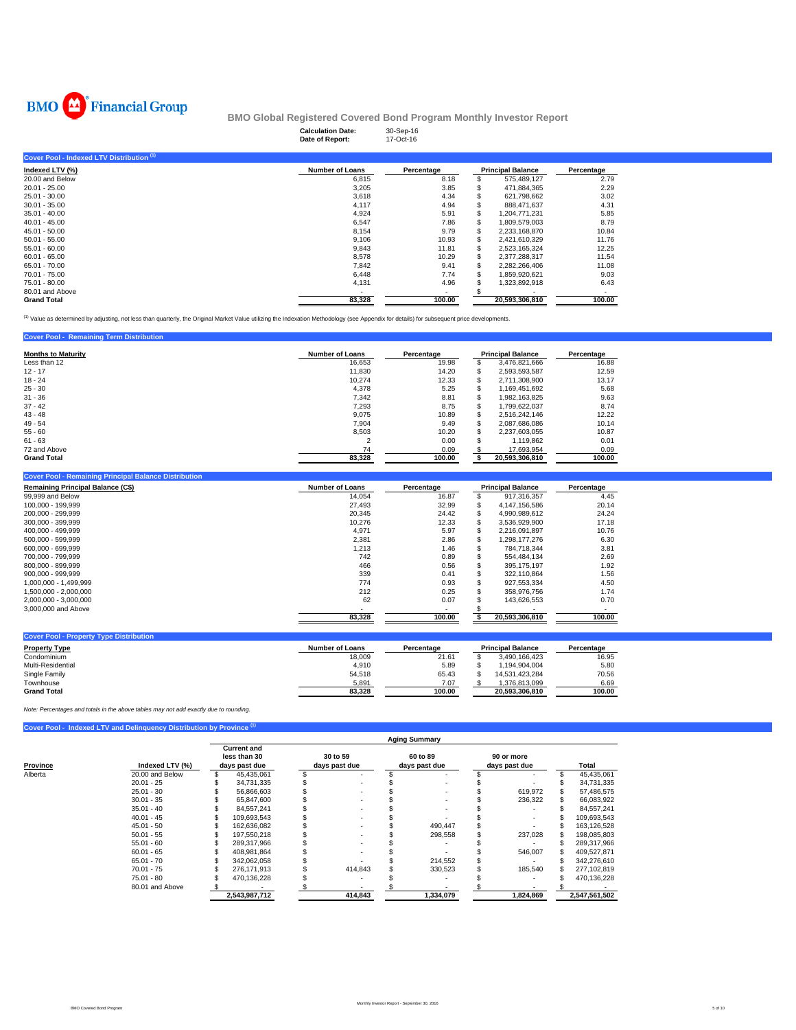BMO Financial Group

## BMO Global Registered Covered Bond Program Monthly Investor Report

**Calculation Date:** 30-Sep-16
**Date of Report:** 17-Oct-16

### Cover Pool - Indexed LTV Distribution [1]

| Indexed LTV (%) | Number of Loans | Percentage | Principal Balance | Percentage |
|---|---|---|---|---|
| 20.00 and Below | 6,815 | 8.18 | $ 575,489,127 | 2.79 |
| 20.01 - 25.00 | 3,205 | 3.85 | $ 471,884,365 | 2.29 |
| 25.01 - 30.00 | 3,618 | 4.34 | $ 621,798,662 | 3.02 |
| 30.01 - 35.00 | 4,117 | 4.94 | $ 888,471,637 | 4.31 |
| 35.01 - 40.00 | 4,924 | 5.91 | $ 1,204,771,231 | 5.85 |
| 40.01 - 45.00 | 6,547 | 7.86 | $ 1,809,579,003 | 8.79 |
| 45.01 - 50.00 | 8,154 | 9.79 | $ 2,233,168,870 | 10.84 |
| 50.01 - 55.00 | 9,106 | 10.93 | $ 2,421,610,329 | 11.76 |
| 55.01 - 60.00 | 9,843 | 11.81 | $ 2,523,165,324 | 12.25 |
| 60.01 - 65.00 | 8,578 | 10.29 | $ 2,377,288,317 | 11.54 |
| 65.01 - 70.00 | 7,842 | 9.41 | $ 2,282,266,406 | 11.08 |
| 70.01 - 75.00 | 6,448 | 7.74 | $ 1,859,920,621 | 9.03 |
| 75.01 - 80.00 | 4,131 | 4.96 | $ 1,323,892,918 | 6.43 |
| 80.01 and Above | - | - | $ - | - |
| **Grand Total** | **83,328** | **100.00** | **20,593,306,810** | **100.00** |

[1] Value as determined by adjusting, not less than quarterly, the Original Market Value utilizing the Indexation Methodology (see Appendix for details) for subsequent price developments.

### Cover Pool - Remaining Term Distribution

| Months to Maturity | Number of Loans | Percentage | Principal Balance | Percentage |
|---|---|---|---|---|
| Less than 12 | 16,653 | 19.98 | $ 3,476,821,666 | 16.88 |
| 12 - 17 | 11,830 | 14.20 | $ 2,593,593,587 | 12.59 |
| 18 - 24 | 10,274 | 12.33 | $ 2,711,308,900 | 13.17 |
| 25 - 30 | 4,378 | 5.25 | $ 1,169,451,692 | 5.68 |
| 31 - 36 | 7,342 | 8.81 | $ 1,982,163,825 | 9.63 |
| 37 - 42 | 7,293 | 8.75 | $ 1,799,622,037 | 8.74 |
| 43 - 48 | 9,075 | 10.89 | $ 2,516,242,146 | 12.22 |
| 49 - 54 | 7,904 | 9.49 | $ 2,087,686,086 | 10.14 |
| 55 - 60 | 8,503 | 10.20 | $ 2,237,603,055 | 10.87 |
| 61 - 63 | 2 | 0.00 | $ 1,119,862 | 0.01 |
| 72 and Above | 74 | 0.09 | $ 17,693,954 | 0.09 |
| **Grand Total** | **83,328** | **100.00** | **$ 20,593,306,810** | **100.00** |

### Cover Pool - Remaining Principal Balance Distribution

| Remaining Principal Balance (C$) | Number of Loans | Percentage | Principal Balance | Percentage |
|---|---|---|---|---|
| 99,999 and Below | 14,054 | 16.87 | $ 917,316,357 | 4.45 |
| 100,000 - 199,999 | 27,493 | 32.99 | $ 4,147,156,586 | 20.14 |
| 200,000 - 299,999 | 20,345 | 24.42 | $ 4,990,989,612 | 24.24 |
| 300,000 - 399,999 | 10,276 | 12.33 | $ 3,536,929,900 | 17.18 |
| 400,000 - 499,999 | 4,971 | 5.97 | $ 2,216,091,897 | 10.76 |
| 500,000 - 599,999 | 2,381 | 2.86 | $ 1,298,177,276 | 6.30 |
| 600,000 - 699,999 | 1,213 | 1.46 | $ 784,718,344 | 3.81 |
| 700,000 - 799,999 | 742 | 0.89 | $ 554,484,134 | 2.69 |
| 800,000 - 899,999 | 466 | 0.56 | $ 395,175,197 | 1.92 |
| 900,000 - 999,999 | 339 | 0.41 | $ 322,110,864 | 1.56 |
| 1,000,000 - 1,499,999 | 774 | 0.93 | $ 927,553,334 | 4.50 |
| 1,500,000 - 2,000,000 | 212 | 0.25 | $ 358,976,756 | 1.74 |
| 2,000,000 - 3,000,000 | 62 | 0.07 | $ 143,626,553 | 0.70 |
| 3,000,000 and Above | - | - | $ - | - |
| | **83,328** | **100.00** | **$ 20,593,306,810** | **100.00** |

### Cover Pool - Property Type Distribution

| Property Type | Number of Loans | Percentage | Principal Balance | Percentage |
|---|---|---|---|---|
| Condominium | 18,009 | 21.61 | $ 3,490,166,423 | 16.95 |
| Multi-Residential | 4,910 | 5.89 | $ 1,194,904,004 | 5.80 |
| Single Family | 54,518 | 65.43 | $ 14,531,423,284 | 70.56 |
| Townhouse | 5,891 | 7.07 | $ 1,376,813,099 | 6.69 |
| **Grand Total** | **83,328** | **100.00** | **20,593,306,810** | **100.00** |

*Note: Percentages and totals in the above tables may not add exactly due to rounding.*

### Cover Pool - Indexed LTV and Delinquency Distribution by Province [1]

| | | Aging Summary | | | | |
|---|---|---|---|---|---|---|
| Province | Indexed LTV (%) | Current and less than 30 days past due | 30 to 59 days past due | 60 to 89 days past due | 90 or more days past due | Total |
| Alberta | 20.00 and Below | $ 45,435,061 | $ - | $ - | $ - | $ 45,435,061 |
| | 20.01 - 25 | $ 34,731,335 | $ - | $ - | $ - | $ 34,731,335 |
| | 25.01 - 30 | $ 56,866,603 | $ - | $ - | $ 619,972 | $ 57,486,575 |
| | 30.01 - 35 | $ 65,847,600 | $ - | $ - | $ 236,322 | $ 66,083,922 |
| | 35.01 - 40 | $ 84,557,241 | $ - | $ - | $ - | $ 84,557,241 |
| | 40.01 - 45 | $ 109,693,543 | $ - | $ - | $ - | $ 109,693,543 |
| | 45.01 - 50 | $ 162,636,082 | $ - | $ 490,447 | $ - | $ 163,126,528 |
| | 50.01 - 55 | $ 197,550,218 | $ - | $ 298,558 | $ 237,028 | $ 198,085,803 |
| | 55.01 - 60 | $ 289,317,966 | $ - | $ - | $ - | $ 289,317,966 |
| | 60.01 - 65 | $ 408,981,864 | $ - | $ - | $ 546,007 | $ 409,527,871 |
| | 65.01 - 70 | $ 342,062,058 | $ - | $ 214,552 | $ - | $ 342,276,610 |
| | 70.01 - 75 | $ 276,171,913 | $ 414,843 | $ 330,523 | $ 185,540 | $ 277,102,819 |
| | 75.01 - 80 | $ 470,136,228 | $ - | $ - | $ - | $ 470,136,228 |
| | 80.01 and Above | $ - | $ - | $ - | $ - | $ - |
| | | **2,543,987,712** | **414,843** | **1,334,079** | **1,824,869** | **2,547,561,502** |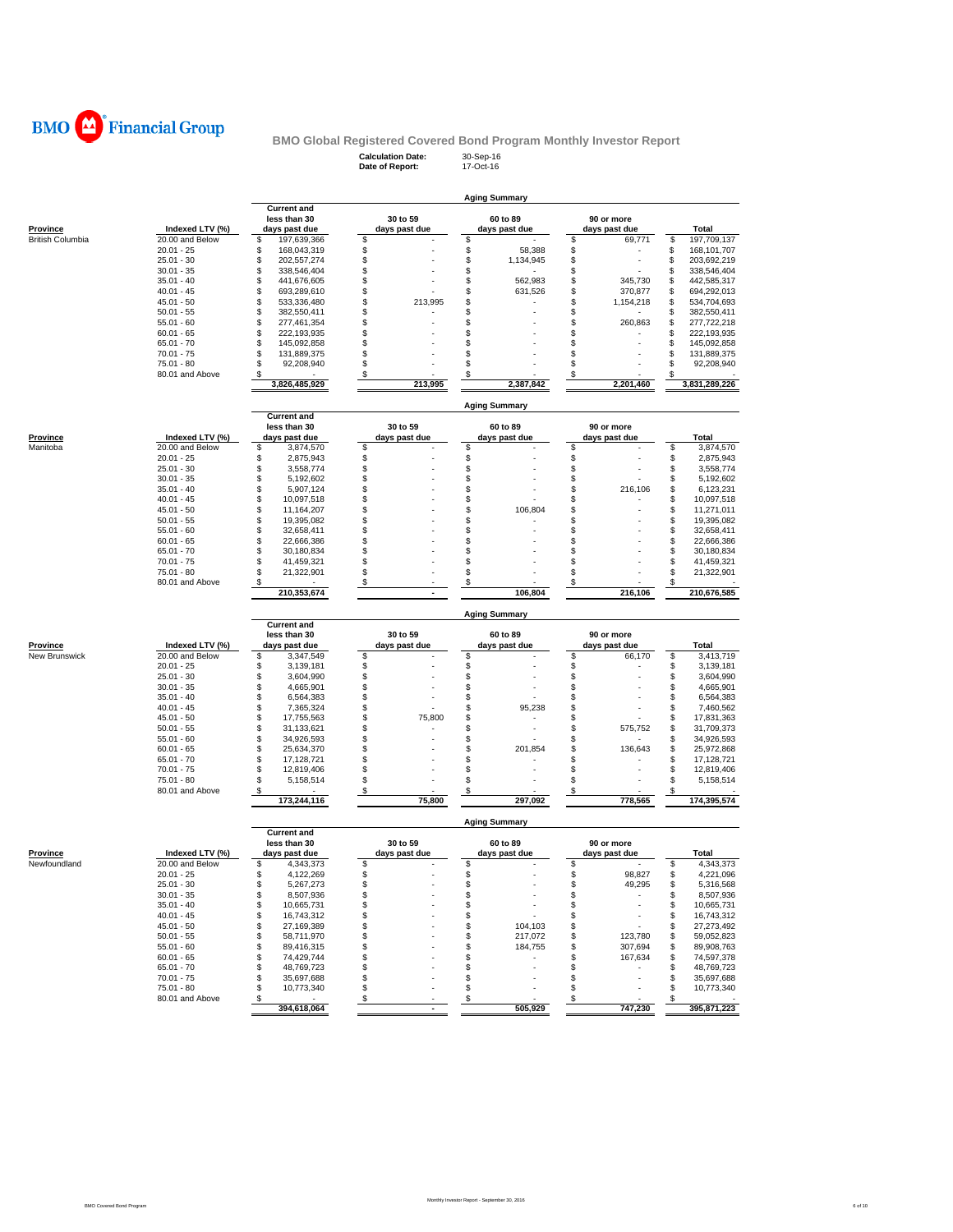BMO Financial Group

## BMO Global Registered Covered Bond Program Monthly Investor Report

**Calculation Date:** 30-Sep-16
**Date of Report:** 17-Oct-16

### Aging Summary

| Province | Indexed LTV (%) | Current and less than 30 days past due | 30 to 59 days past due | 60 to 89 days past due | 90 or more days past due | Total |
|---|---|---|---|---|---|---|
| British Columbia | 20.00 and Below | $ 197,639,366 | $ - | $ - | $ 69,771 | $ 197,709,137 |
| | 20.01 - 25 | $ 168,043,319 | $ - | $ 58,388 | $ - | $ 168,101,707 |
| | 25.01 - 30 | $ 202,557,274 | $ - | $ 1,134,945 | $ - | $ 203,692,219 |
| | 30.01 - 35 | $ 338,546,404 | $ - | $ - | $ - | $ 338,546,404 |
| | 35.01 - 40 | $ 441,676,605 | $ - | $ 562,983 | $ 345,730 | $ 442,585,317 |
| | 40.01 - 45 | $ 693,289,610 | $ - | $ 631,526 | $ 370,877 | $ 694,292,013 |
| | 45.01 - 50 | $ 533,336,480 | $ 213,995 | $ - | $ 1,154,218 | $ 534,704,693 |
| | 50.01 - 55 | $ 382,550,411 | $ - | $ - | $ - | $ 382,550,411 |
| | 55.01 - 60 | $ 277,461,354 | $ - | $ - | $ 260,863 | $ 277,722,218 |
| | 60.01 - 65 | $ 222,193,935 | $ - | $ - | $ - | $ 222,193,935 |
| | 65.01 - 70 | $ 145,092,858 | $ - | $ - | $ - | $ 145,092,858 |
| | 70.01 - 75 | $ 131,889,375 | $ - | $ - | $ - | $ 131,889,375 |
| | 75.01 - 80 | $ 92,208,940 | $ - | $ - | $ - | $ 92,208,940 |
| | 80.01 and Above | $ - | $ - | $ - | $ - | $ - |
| | | **3,826,485,929** | **213,995** | **2,387,842** | **2,201,460** | **3,831,289,226** |

### Aging Summary

| Province | Indexed LTV (%) | Current and less than 30 days past due | 30 to 59 days past due | 60 to 89 days past due | 90 or more days past due | Total |
|---|---|---|---|---|---|---|
| Manitoba | 20.00 and Below | $ 3,874,570 | $ - | $ - | $ - | $ 3,874,570 |
| | 20.01 - 25 | $ 2,875,943 | $ - | $ - | $ - | $ 2,875,943 |
| | 25.01 - 30 | $ 3,558,774 | $ - | $ - | $ - | $ 3,558,774 |
| | 30.01 - 35 | $ 5,192,602 | $ - | $ - | $ - | $ 5,192,602 |
| | 35.01 - 40 | $ 5,907,124 | $ - | $ - | $ 216,106 | $ 6,123,231 |
| | 40.01 - 45 | $ 10,097,518 | $ - | $ - | $ - | $ 10,097,518 |
| | 45.01 - 50 | $ 11,164,207 | $ - | $ 106,804 | $ - | $ 11,271,011 |
| | 50.01 - 55 | $ 19,395,082 | $ - | $ - | $ - | $ 19,395,082 |
| | 55.01 - 60 | $ 32,658,411 | $ - | $ - | $ - | $ 32,658,411 |
| | 60.01 - 65 | $ 22,666,386 | $ - | $ - | $ - | $ 22,666,386 |
| | 65.01 - 70 | $ 30,180,834 | $ - | $ - | $ - | $ 30,180,834 |
| | 70.01 - 75 | $ 41,459,321 | $ - | $ - | $ - | $ 41,459,321 |
| | 75.01 - 80 | $ 21,322,901 | $ - | $ - | $ - | $ 21,322,901 |
| | 80.01 and Above | $ - | $ - | $ - | $ - | $ - |
| | | **210,353,674** | **-** | **106,804** | **216,106** | **210,676,585** |

### Aging Summary

| Province | Indexed LTV (%) | Current and less than 30 days past due | 30 to 59 days past due | 60 to 89 days past due | 90 or more days past due | Total |
|---|---|---|---|---|---|---|
| New Brunswick | 20.00 and Below | $ 3,347,549 | $ - | $ - | $ 66,170 | $ 3,413,719 |
| | 20.01 - 25 | $ 3,139,181 | $ - | $ - | $ - | $ 3,139,181 |
| | 25.01 - 30 | $ 3,604,990 | $ - | $ - | $ - | $ 3,604,990 |
| | 30.01 - 35 | $ 4,665,901 | $ - | $ - | $ - | $ 4,665,901 |
| | 35.01 - 40 | $ 6,564,383 | $ - | $ - | $ - | $ 6,564,383 |
| | 40.01 - 45 | $ 7,365,324 | $ - | $ 95,238 | $ - | $ 7,460,562 |
| | 45.01 - 50 | $ 17,755,563 | $ 75,800 | $ - | $ - | $ 17,831,363 |
| | 50.01 - 55 | $ 31,133,621 | $ - | $ - | $ 575,752 | $ 31,709,373 |
| | 55.01 - 60 | $ 34,926,593 | $ - | $ - | $ - | $ 34,926,593 |
| | 60.01 - 65 | $ 25,634,370 | $ - | $ 201,854 | $ 136,643 | $ 25,972,868 |
| | 65.01 - 70 | $ 17,128,721 | $ - | $ - | $ - | $ 17,128,721 |
| | 70.01 - 75 | $ 12,819,406 | $ - | $ - | $ - | $ 12,819,406 |
| | 75.01 - 80 | $ 5,158,514 | $ - | $ - | $ - | $ 5,158,514 |
| | 80.01 and Above | $ - | $ - | $ - | $ - | $ - |
| | | **173,244,116** | **75,800** | **297,092** | **778,565** | **174,395,574** |

### Aging Summary

| Province | Indexed LTV (%) | Current and less than 30 days past due | 30 to 59 days past due | 60 to 89 days past due | 90 or more days past due | Total |
|---|---|---|---|---|---|---|
| Newfoundland | 20.00 and Below | $ 4,343,373 | $ - | $ - | $ - | $ 4,343,373 |
| | 20.01 - 25 | $ 4,122,269 | $ - | $ - | $ 98,827 | $ 4,221,096 |
| | 25.01 - 30 | $ 5,267,273 | $ - | $ - | $ 49,295 | $ 5,316,568 |
| | 30.01 - 35 | $ 8,507,936 | $ - | $ - | $ - | $ 8,507,936 |
| | 35.01 - 40 | $ 10,665,731 | $ - | $ - | $ - | $ 10,665,731 |
| | 40.01 - 45 | $ 16,743,312 | $ - | $ - | $ - | $ 16,743,312 |
| | 45.01 - 50 | $ 27,169,389 | $ - | $ 104,103 | $ - | $ 27,273,492 |
| | 50.01 - 55 | $ 58,711,970 | $ - | $ 217,072 | $ 123,780 | $ 59,052,823 |
| | 55.01 - 60 | $ 89,416,315 | $ - | $ 184,755 | $ 307,694 | $ 89,908,763 |
| | 60.01 - 65 | $ 74,429,744 | $ - | $ - | $ 167,634 | $ 74,597,378 |
| | 65.01 - 70 | $ 48,769,723 | $ - | $ - | $ - | $ 48,769,723 |
| | 70.01 - 75 | $ 35,697,688 | $ - | $ - | $ - | $ 35,697,688 |
| | 75.01 - 80 | $ 10,773,340 | $ - | $ - | $ - | $ 10,773,340 |
| | 80.01 and Above | $ - | $ - | $ - | $ - | $ - |
| | | **394,618,064** | **-** | **505,929** | **747,230** | **395,871,223** |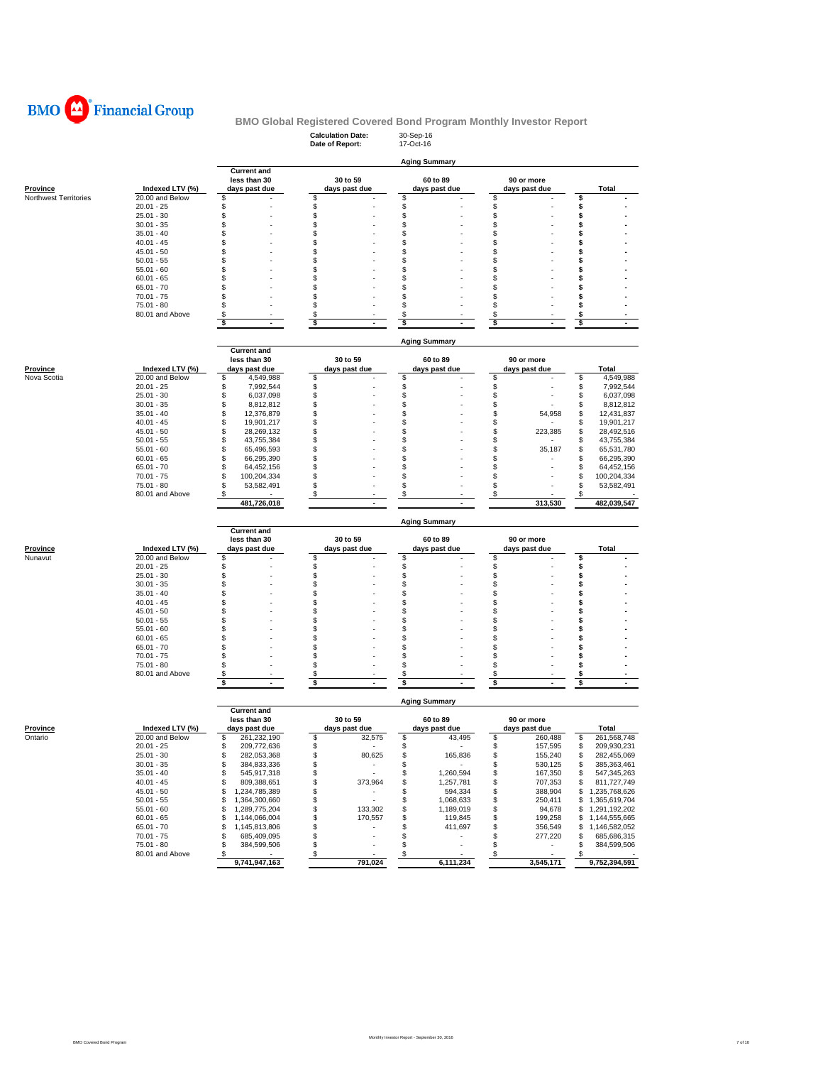BMO Financial Group

# BMO Global Registered Covered Bond Program Monthly Investor Report

**Calculation Date:** 30-Sep-16
**Date of Report:** 17-Oct-16

## Aging Summary

| Province | Indexed LTV (%) | Current and less than 30 days past due | 30 to 59 days past due | 60 to 89 days past due | 90 or more days past due | Total |
|---|---|---|---|---|---|---|
| Northwest Territories | 20.00 and Below | $ - | $ - | $ - | $ - | $ - |
| | 20.01 - 25 | $ - | $ - | $ - | $ - | $ - |
| | 25.01 - 30 | $ - | $ - | $ - | $ - | $ - |
| | 30.01 - 35 | $ - | $ - | $ - | $ - | $ - |
| | 35.01 - 40 | $ - | $ - | $ - | $ - | $ - |
| | 40.01 - 45 | $ - | $ - | $ - | $ - | $ - |
| | 45.01 - 50 | $ - | $ - | $ - | $ - | $ - |
| | 50.01 - 55 | $ - | $ - | $ - | $ - | $ - |
| | 55.01 - 60 | $ - | $ - | $ - | $ - | $ - |
| | 60.01 - 65 | $ - | $ - | $ - | $ - | $ - |
| | 65.01 - 70 | $ - | $ - | $ - | $ - | $ - |
| | 70.01 - 75 | $ - | $ - | $ - | $ - | $ - |
| | 75.01 - 80 | $ - | $ - | $ - | $ - | $ - |
| | 80.01 and Above | $ - | $ - | $ - | $ - | $ - |
| | | $ - | $ - | $ - | $ - | $ - |

## Aging Summary

| Province | Indexed LTV (%) | Current and less than 30 days past due | 30 to 59 days past due | 60 to 89 days past due | 90 or more days past due | Total |
|---|---|---|---|---|---|---|
| Nova Scotia | 20.00 and Below | $ 4,549,988 | $ - | $ - | $ - | $ 4,549,988 |
| | 20.01 - 25 | $ 7,992,544 | $ - | $ - | $ - | $ 7,992,544 |
| | 25.01 - 30 | $ 6,037,098 | $ - | $ - | $ - | $ 6,037,098 |
| | 30.01 - 35 | $ 8,812,812 | $ - | $ - | $ - | $ 8,812,812 |
| | 35.01 - 40 | $ 12,376,879 | $ - | $ - | $ 54,958 | $ 12,431,837 |
| | 40.01 - 45 | $ 19,901,217 | $ - | $ - | $ - | $ 19,901,217 |
| | 45.01 - 50 | $ 28,269,132 | $ - | $ - | $ 223,385 | $ 28,492,516 |
| | 50.01 - 55 | $ 43,755,384 | $ - | $ - | $ - | $ 43,755,384 |
| | 55.01 - 60 | $ 65,496,593 | $ - | $ - | $ 35,187 | $ 65,531,780 |
| | 60.01 - 65 | $ 66,295,390 | $ - | $ - | $ - | $ 66,295,390 |
| | 65.01 - 70 | $ 64,452,156 | $ - | $ - | $ - | $ 64,452,156 |
| | 70.01 - 75 | $ 100,204,334 | $ - | $ - | $ - | $ 100,204,334 |
| | 75.01 - 80 | $ 53,582,491 | $ - | $ - | $ - | $ 53,582,491 |
| | 80.01 and Above | $ - | $ - | $ - | $ - | $ - |
| | | 481,726,018 | - | - | 313,530 | 482,039,547 |

## Aging Summary

| Province | Indexed LTV (%) | Current and less than 30 days past due | 30 to 59 days past due | 60 to 89 days past due | 90 or more days past due | Total |
|---|---|---|---|---|---|---|
| Nunavut | 20.00 and Below | $ - | $ - | $ - | $ - | $ - |
| | 20.01 - 25 | $ - | $ - | $ - | $ - | $ - |
| | 25.01 - 30 | $ - | $ - | $ - | $ - | $ - |
| | 30.01 - 35 | $ - | $ - | $ - | $ - | $ - |
| | 35.01 - 40 | $ - | $ - | $ - | $ - | $ - |
| | 40.01 - 45 | $ - | $ - | $ - | $ - | $ - |
| | 45.01 - 50 | $ - | $ - | $ - | $ - | $ - |
| | 50.01 - 55 | $ - | $ - | $ - | $ - | $ - |
| | 55.01 - 60 | $ - | $ - | $ - | $ - | $ - |
| | 60.01 - 65 | $ - | $ - | $ - | $ - | $ - |
| | 65.01 - 70 | $ - | $ - | $ - | $ - | $ - |
| | 70.01 - 75 | $ - | $ - | $ - | $ - | $ - |
| | 75.01 - 80 | $ - | $ - | $ - | $ - | $ - |
| | 80.01 and Above | $ - | $ - | $ - | $ - | $ - |
| | | $ - | $ - | $ - | $ - | $ - |

## Aging Summary

| Province | Indexed LTV (%) | Current and less than 30 days past due | 30 to 59 days past due | 60 to 89 days past due | 90 or more days past due | Total |
|---|---|---|---|---|---|---|
| Ontario | 20.00 and Below | $ 261,232,190 | $ 32,575 | $ 43,495 | $ 260,488 | $ 261,568,748 |
| | 20.01 - 25 | $ 209,772,636 | $ - | $ - | $ 157,595 | $ 209,930,231 |
| | 25.01 - 30 | $ 282,053,368 | $ 80,625 | $ 165,836 | $ 155,240 | $ 282,455,069 |
| | 30.01 - 35 | $ 384,833,336 | $ - | $ - | $ 530,125 | $ 385,363,461 |
| | 35.01 - 40 | $ 545,917,318 | $ - | $ 1,260,594 | $ 167,350 | $ 547,345,263 |
| | 40.01 - 45 | $ 809,388,651 | $ 373,964 | $ 1,257,781 | $ 707,353 | $ 811,727,749 |
| | 45.01 - 50 | $ 1,234,785,389 | $ - | $ 594,334 | $ 388,904 | $ 1,235,768,626 |
| | 50.01 - 55 | $ 1,364,300,660 | $ - | $ 1,068,633 | $ 250,411 | $ 1,365,619,704 |
| | 55.01 - 60 | $ 1,289,775,204 | $ 133,302 | $ 1,189,019 | $ 94,678 | $ 1,291,192,202 |
| | 60.01 - 65 | $ 1,144,066,004 | $ 170,557 | $ 119,845 | $ 199,258 | $ 1,144,555,665 |
| | 65.01 - 70 | $ 1,145,813,806 | $ - | $ 411,697 | $ 356,549 | $ 1,146,582,052 |
| | 70.01 - 75 | $ 685,409,095 | $ - | $ - | $ 277,220 | $ 685,686,315 |
| | 75.01 - 80 | $ 384,599,506 | $ - | $ - | $ - | $ 384,599,506 |
| | 80.01 and Above | $ - | $ - | $ - | $ - | $ - |
| | | 9,741,947,163 | 791,024 | 6,111,234 | 3,545,171 | 9,752,394,591 |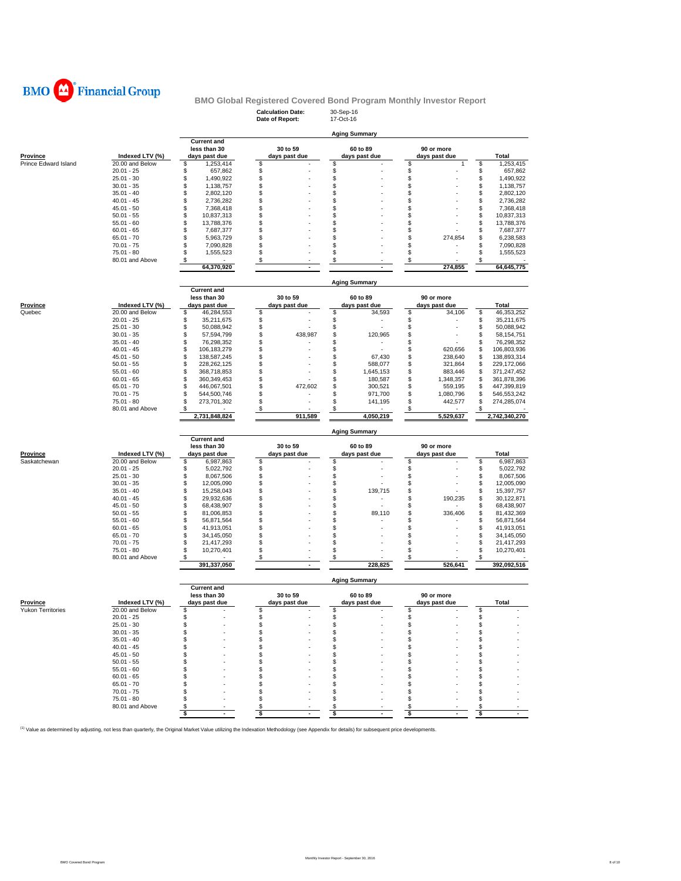BMO Financial Group

## BMO Global Registered Covered Bond Program Monthly Investor Report

**Calculation Date:** 30-Sep-16
**Date of Report:** 17-Oct-16

### Aging Summary

| Province | Indexed LTV (%) | Current and less than 30 days past due | 30 to 59 days past due | 60 to 89 days past due | 90 or more days past due | Total |
|---|---|---|---|---|---|---|
| Prince Edward Island | 20.00 and Below | $ 1,253,414 | $ - | $ - | $ 1 | $ 1,253,415 |
| | 20.01 - 25 | $ 657,862 | $ - | $ - | $ - | $ 657,862 |
| | 25.01 - 30 | $ 1,490,922 | $ - | $ - | $ - | $ 1,490,922 |
| | 30.01 - 35 | $ 1,138,757 | $ - | $ - | $ - | $ 1,138,757 |
| | 35.01 - 40 | $ 2,802,120 | $ - | $ - | $ - | $ 2,802,120 |
| | 40.01 - 45 | $ 2,736,282 | $ - | $ - | $ - | $ 2,736,282 |
| | 45.01 - 50 | $ 7,368,418 | $ - | $ - | $ - | $ 7,368,418 |
| | 50.01 - 55 | $ 10,837,313 | $ - | $ - | $ - | $ 10,837,313 |
| | 55.01 - 60 | $ 13,788,376 | $ - | $ - | $ - | $ 13,788,376 |
| | 60.01 - 65 | $ 7,687,377 | $ - | $ - | $ - | $ 7,687,377 |
| | 65.01 - 70 | $ 5,963,729 | $ - | $ - | $ 274,854 | $ 6,238,583 |
| | 70.01 - 75 | $ 7,090,828 | $ - | $ - | $ - | $ 7,090,828 |
| | 75.01 - 80 | $ 1,555,523 | $ - | $ - | $ - | $ 1,555,523 |
| | 80.01 and Above | $ - | $ - | $ - | $ - | $ - |
| | | 64,370,920 | - | - | 274,855 | 64,645,775 |

### Aging Summary

| Province | Indexed LTV (%) | Current and less than 30 days past due | 30 to 59 days past due | 60 to 89 days past due | 90 or more days past due | Total |
|---|---|---|---|---|---|---|
| Quebec | 20.00 and Below | $ 46,284,553 | $ - | $ 34,593 | $ 34,106 | $ 46,353,252 |
| | 20.01 - 25 | $ 35,211,675 | $ - | $ - | $ - | $ 35,211,675 |
| | 25.01 - 30 | $ 50,088,942 | $ - | $ - | $ - | $ 50,088,942 |
| | 30.01 - 35 | $ 57,594,799 | $ 438,987 | $ 120,965 | $ - | $ 58,154,751 |
| | 35.01 - 40 | $ 76,298,352 | $ - | $ - | $ - | $ 76,298,352 |
| | 40.01 - 45 | $ 106,183,279 | $ - | $ - | $ 620,656 | $ 106,803,936 |
| | 45.01 - 50 | $ 138,587,245 | $ - | $ 67,430 | $ 238,640 | $ 138,893,314 |
| | 50.01 - 55 | $ 228,262,125 | $ - | $ 588,077 | $ 321,864 | $ 229,172,066 |
| | 55.01 - 60 | $ 368,718,853 | $ - | $ 1,645,153 | $ 883,446 | $ 371,247,452 |
| | 60.01 - 65 | $ 360,349,453 | $ - | $ 180,587 | $ 1,348,357 | $ 361,878,396 |
| | 65.01 - 70 | $ 446,067,501 | $ 472,602 | $ 300,521 | $ 559,195 | $ 447,399,819 |
| | 70.01 - 75 | $ 544,500,746 | $ - | $ 971,700 | $ 1,080,796 | $ 546,553,242 |
| | 75.01 - 80 | $ 273,701,302 | $ - | $ 141,195 | $ 442,577 | $ 274,285,074 |
| | 80.01 and Above | $ - | $ - | $ - | $ - | $ - |
| | | 2,731,848,824 | 911,589 | 4,050,219 | 5,529,637 | 2,742,340,270 |

### Aging Summary

| Province | Indexed LTV (%) | Current and less than 30 days past due | 30 to 59 days past due | 60 to 89 days past due | 90 or more days past due | Total |
|---|---|---|---|---|---|---|
| Saskatchewan | 20.00 and Below | $ 6,987,863 | $ - | $ - | $ - | $ 6,987,863 |
| | 20.01 - 25 | $ 5,022,792 | $ - | $ - | $ - | $ 5,022,792 |
| | 25.01 - 30 | $ 8,067,506 | $ - | $ - | $ - | $ 8,067,506 |
| | 30.01 - 35 | $ 12,005,090 | $ - | $ - | $ - | $ 12,005,090 |
| | 35.01 - 40 | $ 15,258,043 | $ - | $ 139,715 | $ - | $ 15,397,757 |
| | 40.01 - 45 | $ 29,932,636 | $ - | $ - | $ 190,235 | $ 30,122,871 |
| | 45.01 - 50 | $ 68,438,907 | $ - | $ - | $ - | $ 68,438,907 |
| | 50.01 - 55 | $ 81,006,853 | $ - | $ 89,110 | $ 336,406 | $ 81,432,369 |
| | 55.01 - 60 | $ 56,871,564 | $ - | $ - | $ - | $ 56,871,564 |
| | 60.01 - 65 | $ 41,913,051 | $ - | $ - | $ - | $ 41,913,051 |
| | 65.01 - 70 | $ 34,145,050 | $ - | $ - | $ - | $ 34,145,050 |
| | 70.01 - 75 | $ 21,417,293 | $ - | $ - | $ - | $ 21,417,293 |
| | 75.01 - 80 | $ 10,270,401 | $ - | $ - | $ - | $ 10,270,401 |
| | 80.01 and Above | $ - | $ - | $ - | $ - | $ - |
| | | 391,337,050 | - | 228,825 | 526,641 | 392,092,516 |

### Aging Summary

| Province | Indexed LTV (%) | Current and less than 30 days past due | 30 to 59 days past due | 60 to 89 days past due | 90 or more days past due | Total |
|---|---|---|---|---|---|---|
| Yukon Territories | 20.00 and Below | $ - | $ - | $ - | $ - | $ - |
| | 20.01 - 25 | $ - | $ - | $ - | $ - | $ - |
| | 25.01 - 30 | $ - | $ - | $ - | $ - | $ - |
| | 30.01 - 35 | $ - | $ - | $ - | $ - | $ - |
| | 35.01 - 40 | $ - | $ - | $ - | $ - | $ - |
| | 40.01 - 45 | $ - | $ - | $ - | $ - | $ - |
| | 45.01 - 50 | $ - | $ - | $ - | $ - | $ - |
| | 50.01 - 55 | $ - | $ - | $ - | $ - | $ - |
| | 55.01 - 60 | $ - | $ - | $ - | $ - | $ - |
| | 60.01 - 65 | $ - | $ - | $ - | $ - | $ - |
| | 65.01 - 70 | $ - | $ - | $ - | $ - | $ - |
| | 70.01 - 75 | $ - | $ - | $ - | $ - | $ - |
| | 75.01 - 80 | $ - | $ - | $ - | $ - | $ - |
| | 80.01 and Above | $ - | $ - | $ - | $ - | $ - |
| | | $ - | $ - | $ - | $ - | $ - |

[1] Value as determined by adjusting, not less than quarterly, the Original Market Value utilizing the Indexation Methodology (see Appendix for details) for subsequent price developments.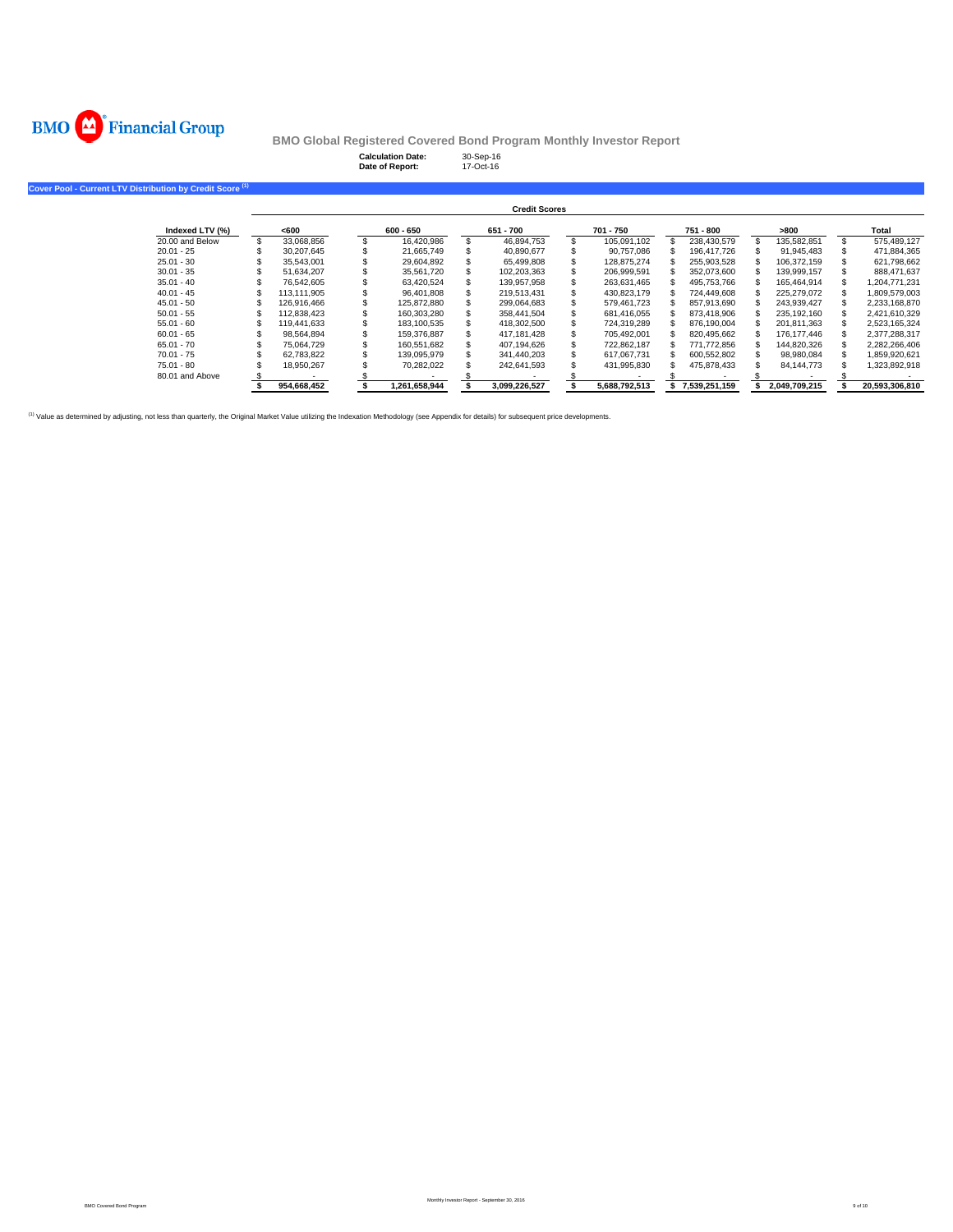BMO Financial Group

**BMO Global Registered Covered Bond Program Monthly Investor Report**

**Calculation Date:** 30-Sep-16
**Date of Report:** 17-Oct-16

**Cover Pool - Current LTV Distribution by Credit Score [1]**

| | Credit Scores | | | | | | |
|---|---|---|---|---|---|---|---|
| **Indexed LTV (%)** | **<600** | **600 - 650** | **651 - 700** | **701 - 750** | **751 - 800** | **>800** | **Total** |
| 20.00 and Below | $ 33,068,856 | $ 16,420,986 | $ 46,894,753 | $ 105,091,102 | $ 238,430,579 | $ 135,582,851 | $ 575,489,127 |
| 20.01 - 25 | $ 30,207,645 | $ 21,665,749 | $ 40,890,677 | $ 90,757,086 | $ 196,417,726 | $ 91,945,483 | $ 471,884,365 |
| 25.01 - 30 | $ 35,543,001 | $ 29,604,892 | $ 65,499,808 | $ 128,875,274 | $ 255,903,528 | $ 106,372,159 | $ 621,798,662 |
| 30.01 - 35 | $ 51,634,207 | $ 35,561,720 | $ 102,203,363 | $ 206,999,591 | $ 352,073,600 | $ 139,999,157 | $ 888,471,637 |
| 35.01 - 40 | $ 76,542,605 | $ 63,420,524 | $ 139,957,958 | $ 263,631,465 | $ 495,753,766 | $ 165,464,914 | $ 1,204,771,231 |
| 40.01 - 45 | $ 113,111,905 | $ 96,401,808 | $ 219,513,431 | $ 430,823,179 | $ 724,449,608 | $ 225,279,072 | $ 1,809,579,003 |
| 45.01 - 50 | $ 126,916,466 | $ 125,872,880 | $ 299,064,683 | $ 579,461,723 | $ 857,913,690 | $ 243,939,427 | $ 2,233,168,870 |
| 50.01 - 55 | $ 112,838,423 | $ 160,303,280 | $ 358,441,504 | $ 681,416,055 | $ 873,418,906 | $ 235,192,160 | $ 2,421,610,329 |
| 55.01 - 60 | $ 119,441,633 | $ 183,100,535 | $ 418,302,500 | $ 724,319,289 | $ 876,190,004 | $ 201,811,363 | $ 2,523,165,324 |
| 60.01 - 65 | $ 98,564,894 | $ 159,376,887 | $ 417,181,428 | $ 705,492,001 | $ 820,495,662 | $ 176,177,446 | $ 2,377,288,317 |
| 65.01 - 70 | $ 75,064,729 | $ 160,551,682 | $ 407,194,626 | $ 722,862,187 | $ 771,772,856 | $ 144,820,326 | $ 2,282,266,406 |
| 70.01 - 75 | $ 62,783,822 | $ 139,095,979 | $ 341,440,203 | $ 617,067,731 | $ 600,552,802 | $ 98,980,084 | $ 1,859,920,621 |
| 75.01 - 80 | $ 18,950,267 | $ 70,282,022 | $ 242,641,593 | $ 431,995,830 | $ 475,878,433 | $ 84,144,773 | $ 1,323,892,918 |
| 80.01 and Above | $ - | $ - | $ - | $ - | $ - | $ - | $ - |
| | **$ 954,668,452** | **$ 1,261,658,944** | **$ 3,099,226,527** | **$ 5,688,792,513** | **$ 7,539,251,159** | **$ 2,049,709,215** | **$ 20,593,306,810** |

[1] Value as determined by adjusting, not less than quarterly, the Original Market Value utilizing the Indexation Methodology (see Appendix for details) for subsequent price developments.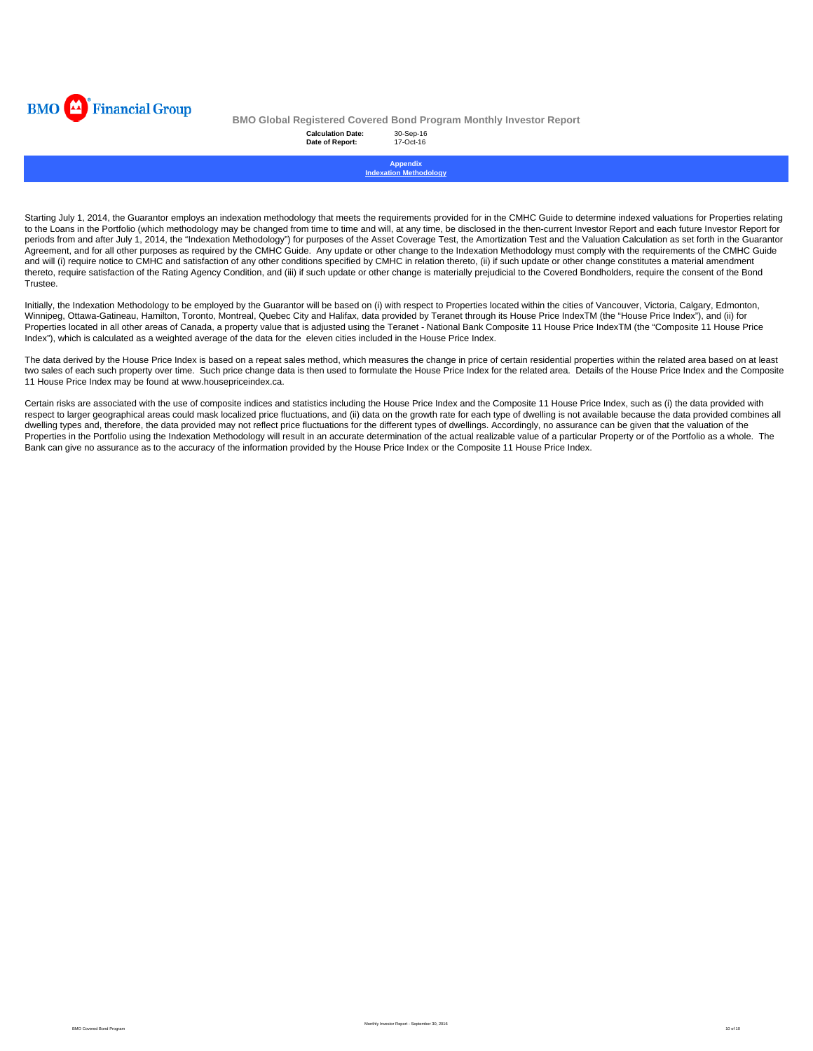BMO Financial Group

**BMO Global Registered Covered Bond Program Monthly Investor Report**

**Calculation Date:** 30-Sep-16
**Date of Report:** 17-Oct-16

## Appendix
## Indexation Methodology

Starting July 1, 2014, the Guarantor employs an indexation methodology that meets the requirements provided for in the CMHC Guide to determine indexed valuations for Properties relating to the Loans in the Portfolio (which methodology may be changed from time to time and will, at any time, be disclosed in the then-current Investor Report and each future Investor Report for periods from and after July 1, 2014, the "Indexation Methodology") for purposes of the Asset Coverage Test, the Amortization Test and the Valuation Calculation as set forth in the Guarantor Agreement, and for all other purposes as required by the CMHC Guide. Any update or other change to the Indexation Methodology must comply with the requirements of the CMHC Guide and will (i) require notice to CMHC and satisfaction of any other conditions specified by CMHC in relation thereto, (ii) if such update or other change constitutes a material amendment thereto, require satisfaction of the Rating Agency Condition, and (iii) if such update or other change is materially prejudicial to the Covered Bondholders, require the consent of the Bond Trustee.

Initially, the Indexation Methodology to be employed by the Guarantor will be based on (i) with respect to Properties located within the cities of Vancouver, Victoria, Calgary, Edmonton, Winnipeg, Ottawa-Gatineau, Hamilton, Toronto, Montreal, Quebec City and Halifax, data provided by Teranet through its House Price IndexTM (the "House Price Index"), and (ii) for Properties located in all other areas of Canada, a property value that is adjusted using the Teranet - National Bank Composite 11 House Price IndexTM (the "Composite 11 House Price Index"), which is calculated as a weighted average of the data for the eleven cities included in the House Price Index.

The data derived by the House Price Index is based on a repeat sales method, which measures the change in price of certain residential properties within the related area based on at least two sales of each such property over time. Such price change data is then used to formulate the House Price Index for the related area. Details of the House Price Index and the Composite 11 House Price Index may be found at www.housepriceindex.ca.

Certain risks are associated with the use of composite indices and statistics including the House Price Index and the Composite 11 House Price Index, such as (i) the data provided with respect to larger geographical areas could mask localized price fluctuations, and (ii) data on the growth rate for each type of dwelling is not available because the data provided combines all dwelling types and, therefore, the data provided may not reflect price fluctuations for the different types of dwellings. Accordingly, no assurance can be given that the valuation of the Properties in the Portfolio using the Indexation Methodology will result in an accurate determination of the actual realizable value of a particular Property or of the Portfolio as a whole. The Bank can give no assurance as to the accuracy of the information provided by the House Price Index or the Composite 11 House Price Index.